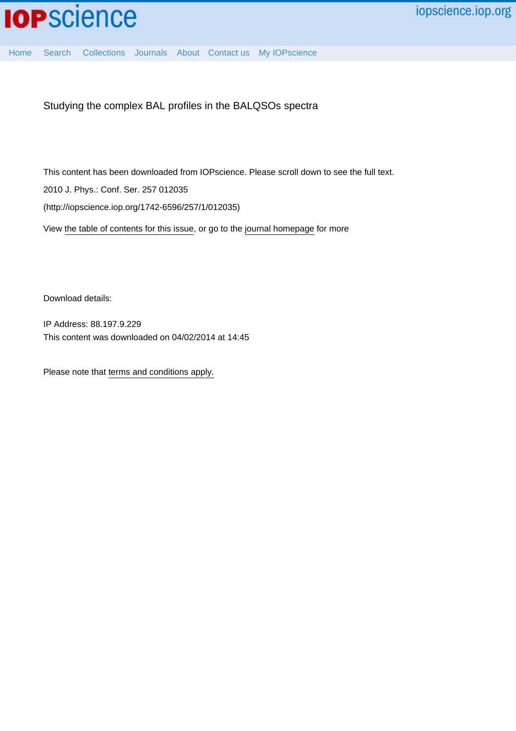# Studying the complex BAL profiles in the BALQSOs spectra

This content has been downloaded from IOPscience. Please scroll down to see the full text.

2010 J. Phys.: Conf. Ser. 257 012035

(http://iopscience.iop.org/1742-6596/257/1/012035)

View the table of contents for this issue, or go to the journal homepage for more

Download details:

IP Address: 88.197.9.229

This content was downloaded on 04/02/2014 at 14:45

Please note that terms and conditions apply.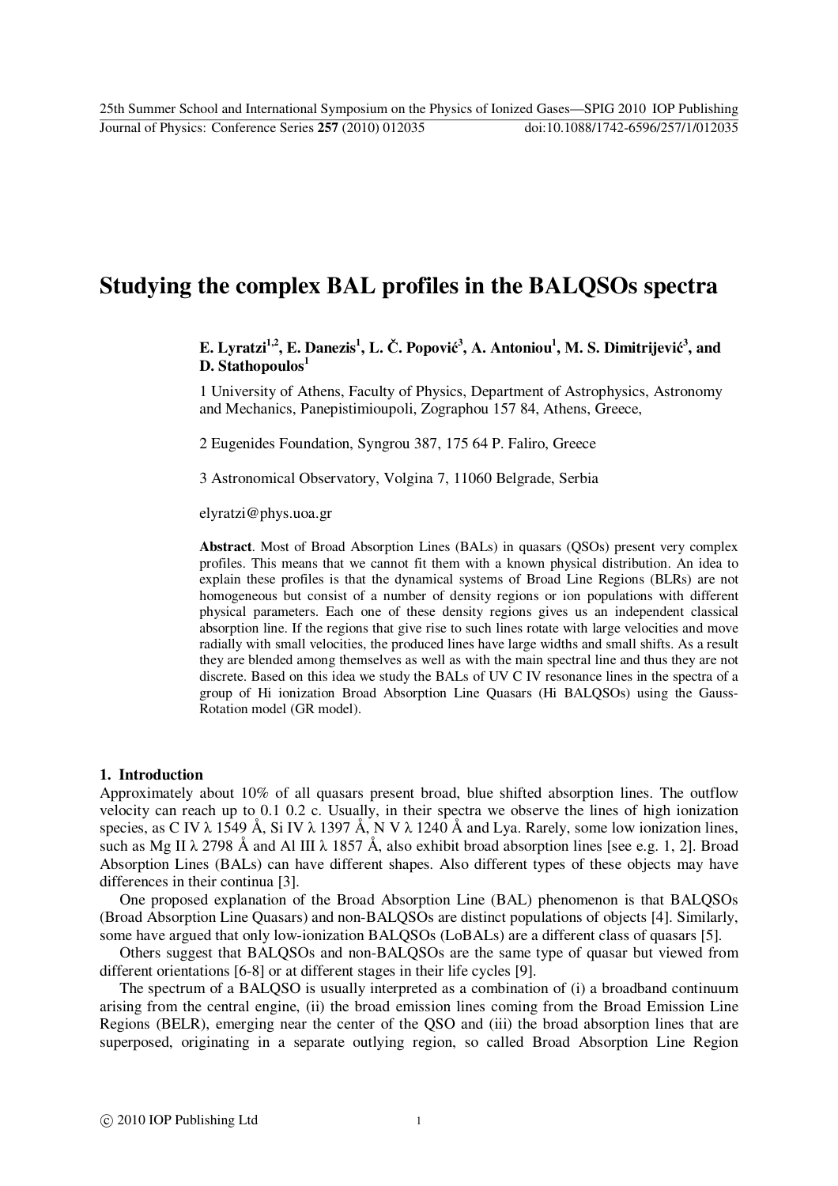# Studying the complex BAL profiles in the BALQSOs spectra

**E. Lyratzi[1,2], E. Danezis[1], L. Č. Popović[3], A. Antoniou[1], M. S. Dimitrijević[3], and D. Stathopoulos[1]**

1 University of Athens, Faculty of Physics, Department of Astrophysics, Astronomy and Mechanics, Panepistimioupoli, Zographou 157 84, Athens, Greece,

2 Eugenides Foundation, Syngrou 387, 175 64 P. Faliro, Greece

3 Astronomical Observatory, Volgina 7, 11060 Belgrade, Serbia

elyratzi@phys.uoa.gr

**Abstract**. Most of Broad Absorption Lines (BALs) in quasars (QSOs) present very complex profiles. This means that we cannot fit them with a known physical distribution. An idea to explain these profiles is that the dynamical systems of Broad Line Regions (BLRs) are not homogeneous but consist of a number of density regions or ion populations with different physical parameters. Each one of these density regions gives us an independent classical absorption line. If the regions that give rise to such lines rotate with large velocities and move radially with small velocities, the produced lines have large widths and small shifts. As a result they are blended among themselves as well as with the main spectral line and thus they are not discrete. Based on this idea we study the BALs of UV C IV resonance lines in the spectra of a group of Hi ionization Broad Absorption Line Quasars (Hi BALQSOs) using the Gauss-Rotation model (GR model).

## 1. Introduction

Approximately about 10% of all quasars present broad, blue shifted absorption lines. The outflow velocity can reach up to 0.1 0.2 c. Usually, in their spectra we observe the lines of high ionization species, as C IV λ 1549 Å, Si IV λ 1397 Å, N V λ 1240 Å and Lyα. Rarely, some low ionization lines, such as Mg II λ 2798 Å and Al III λ 1857 Å, also exhibit broad absorption lines [see e.g. 1, 2]. Broad Absorption Lines (BALs) can have different shapes. Also different types of these objects may have differences in their continua [3].

One proposed explanation of the Broad Absorption Line (BAL) phenomenon is that BALQSOs (Broad Absorption Line Quasars) and non-BALQSOs are distinct populations of objects [4]. Similarly, some have argued that only low-ionization BALQSOs (LoBALs) are a different class of quasars [5].

Others suggest that BALQSOs and non-BALQSOs are the same type of quasar but viewed from different orientations [6-8] or at different stages in their life cycles [9].

The spectrum of a BALQSO is usually interpreted as a combination of (i) a broadband continuum arising from the central engine, (ii) the broad emission lines coming from the Broad Emission Line Regions (BELR), emerging near the center of the QSO and (iii) the broad absorption lines that are superposed, originating in a separate outlying region, so called Broad Absorption Line Region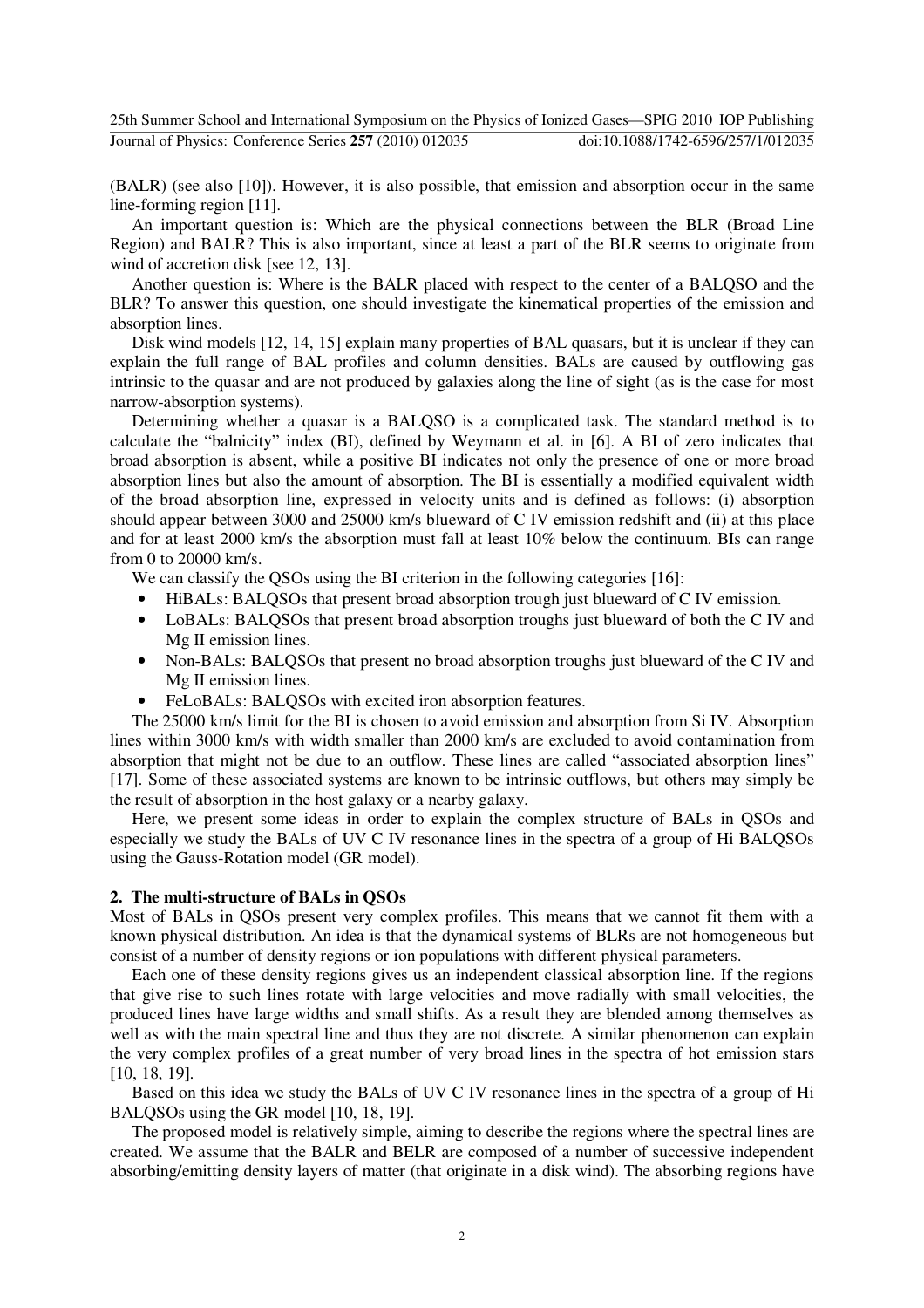(BALR) (see also [10]). However, it is also possible, that emission and absorption occur in the same line-forming region [11].

An important question is: Which are the physical connections between the BLR (Broad Line Region) and BALR? This is also important, since at least a part of the BLR seems to originate from wind of accretion disk [see 12, 13].

Another question is: Where is the BALR placed with respect to the center of a BALQSO and the BLR? To answer this question, one should investigate the kinematical properties of the emission and absorption lines.

Disk wind models [12, 14, 15] explain many properties of BAL quasars, but it is unclear if they can explain the full range of BAL profiles and column densities. BALs are caused by outflowing gas intrinsic to the quasar and are not produced by galaxies along the line of sight (as is the case for most narrow-absorption systems).

Determining whether a quasar is a BALQSO is a complicated task. The standard method is to calculate the "balnicity" index (BI), defined by Weymann et al. in [6]. A BI of zero indicates that broad absorption is absent, while a positive BI indicates not only the presence of one or more broad absorption lines but also the amount of absorption. The BI is essentially a modified equivalent width of the broad absorption line, expressed in velocity units and is defined as follows: (i) absorption should appear between 3000 and 25000 km/s blueward of C IV emission redshift and (ii) at this place and for at least 2000 km/s the absorption must fall at least 10% below the continuum. BIs can range from 0 to 20000 km/s.

We can classify the QSOs using the BI criterion in the following categories [16]:

- HiBALs: BALQSOs that present broad absorption trough just blueward of C IV emission.
- LoBALs: BALQSOs that present broad absorption troughs just blueward of both the C IV and Mg II emission lines.
- Non-BALs: BALQSOs that present no broad absorption troughs just blueward of the C IV and Mg II emission lines.
- FeLoBALs: BALQSOs with excited iron absorption features.

The 25000 km/s limit for the BI is chosen to avoid emission and absorption from Si IV. Absorption lines within 3000 km/s with width smaller than 2000 km/s are excluded to avoid contamination from absorption that might not be due to an outflow. These lines are called "associated absorption lines" [17]. Some of these associated systems are known to be intrinsic outflows, but others may simply be the result of absorption in the host galaxy or a nearby galaxy.

Here, we present some ideas in order to explain the complex structure of BALs in QSOs and especially we study the BALs of UV C IV resonance lines in the spectra of a group of Hi BALQSOs using the Gauss-Rotation model (GR model).

## 2. The multi-structure of BALs in QSOs

Most of BALs in QSOs present very complex profiles. This means that we cannot fit them with a known physical distribution. An idea is that the dynamical systems of BLRs are not homogeneous but consist of a number of density regions or ion populations with different physical parameters.

Each one of these density regions gives us an independent classical absorption line. If the regions that give rise to such lines rotate with large velocities and move radially with small velocities, the produced lines have large widths and small shifts. As a result they are blended among themselves as well as with the main spectral line and thus they are not discrete. A similar phenomenon can explain the very complex profiles of a great number of very broad lines in the spectra of hot emission stars [10, 18, 19].

Based on this idea we study the BALs of UV C IV resonance lines in the spectra of a group of Hi BALQSOs using the GR model [10, 18, 19].

The proposed model is relatively simple, aiming to describe the regions where the spectral lines are created. We assume that the BALR and BELR are composed of a number of successive independent absorbing/emitting density layers of matter (that originate in a disk wind). The absorbing regions have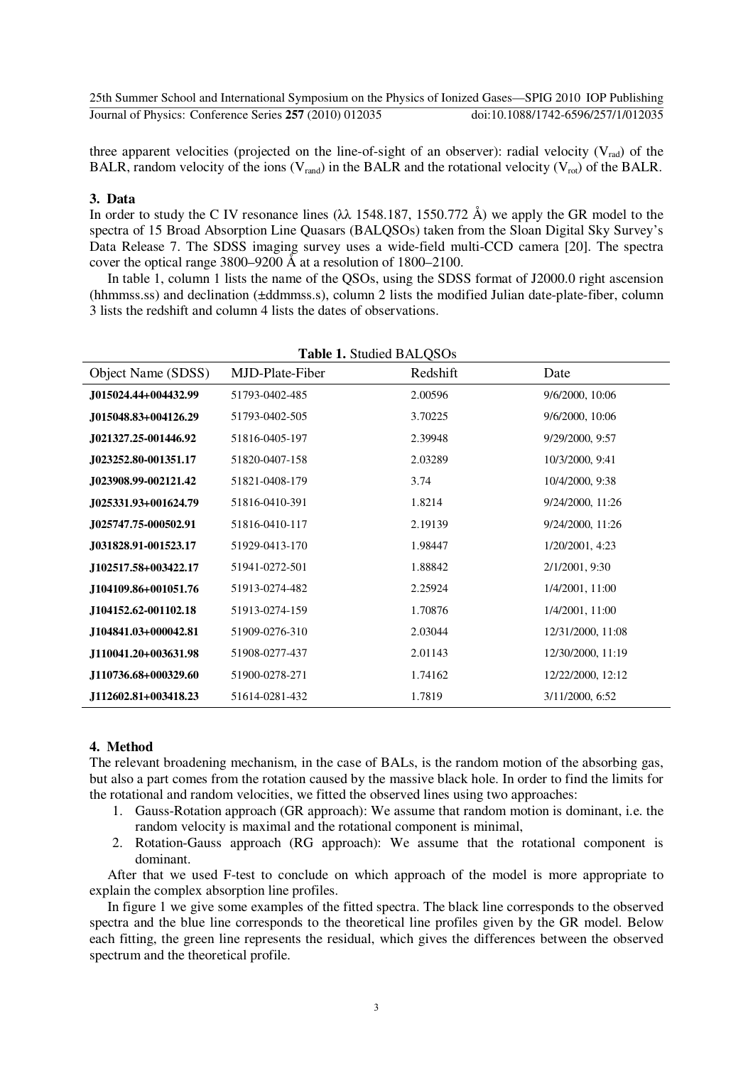three apparent velocities (projected on the line-of-sight of an observer): radial velocity ($V_{rad}$) of the BALR, random velocity of the ions ($V_{rand}$) in the BALR and the rotational velocity ($V_{rot}$) of the BALR.

## 3. Data

In order to study the C IV resonance lines (λλ 1548.187, 1550.772 Å) we apply the GR model to the spectra of 15 Broad Absorption Line Quasars (BALQSOs) taken from the Sloan Digital Sky Survey's Data Release 7. The SDSS imaging survey uses a wide-field multi-CCD camera [20]. The spectra cover the optical range 3800–9200 Å at a resolution of 1800–2100.

In table 1, column 1 lists the name of the QSOs, using the SDSS format of J2000.0 right ascension (hhmmss.ss) and declination (±ddmmss.s), column 2 lists the modified Julian date-plate-fiber, column 3 lists the redshift and column 4 lists the dates of observations.

**Table 1.** Studied BALQSOs

| Object Name (SDSS) | MJD-Plate-Fiber | Redshift | Date |
|---|---|---|---|
| **J015024.44+004432.99** | 51793-0402-485 | 2.00596 | 9/6/2000, 10:06 |
| **J015048.83+004126.29** | 51793-0402-505 | 3.70225 | 9/6/2000, 10:06 |
| **J021327.25-001446.92** | 51816-0405-197 | 2.39948 | 9/29/2000, 9:57 |
| **J023252.80-001351.17** | 51820-0407-158 | 2.03289 | 10/3/2000, 9:41 |
| **J023908.99-002121.42** | 51821-0408-179 | 3.74 | 10/4/2000, 9:38 |
| **J025331.93+001624.79** | 51816-0410-391 | 1.8214 | 9/24/2000, 11:26 |
| **J025747.75-000502.91** | 51816-0410-117 | 2.19139 | 9/24/2000, 11:26 |
| **J031828.91-001523.17** | 51929-0413-170 | 1.98447 | 1/20/2001, 4:23 |
| **J102517.58+003422.17** | 51941-0272-501 | 1.88842 | 2/1/2001, 9:30 |
| **J104109.86+001051.76** | 51913-0274-482 | 2.25924 | 1/4/2001, 11:00 |
| **J104152.62-001102.18** | 51913-0274-159 | 1.70876 | 1/4/2001, 11:00 |
| **J104841.03+000042.81** | 51909-0276-310 | 2.03044 | 12/31/2000, 11:08 |
| **J110041.20+003631.98** | 51908-0277-437 | 2.01143 | 12/30/2000, 11:19 |
| **J110736.68+000329.60** | 51900-0278-271 | 1.74162 | 12/22/2000, 12:12 |
| **J112602.81+003418.23** | 51614-0281-432 | 1.7819 | 3/11/2000, 6:52 |

## 4. Method

The relevant broadening mechanism, in the case of BALs, is the random motion of the absorbing gas, but also a part comes from the rotation caused by the massive black hole. In order to find the limits for the rotational and random velocities, we fitted the observed lines using two approaches:

1. Gauss-Rotation approach (GR approach): We assume that random motion is dominant, i.e. the random velocity is maximal and the rotational component is minimal,
2. Rotation-Gauss approach (RG approach): We assume that the rotational component is dominant.

After that we used F-test to conclude on which approach of the model is more appropriate to explain the complex absorption line profiles.

In figure 1 we give some examples of the fitted spectra. The black line corresponds to the observed spectra and the blue line corresponds to the theoretical line profiles given by the GR model. Below each fitting, the green line represents the residual, which gives the differences between the observed spectrum and the theoretical profile.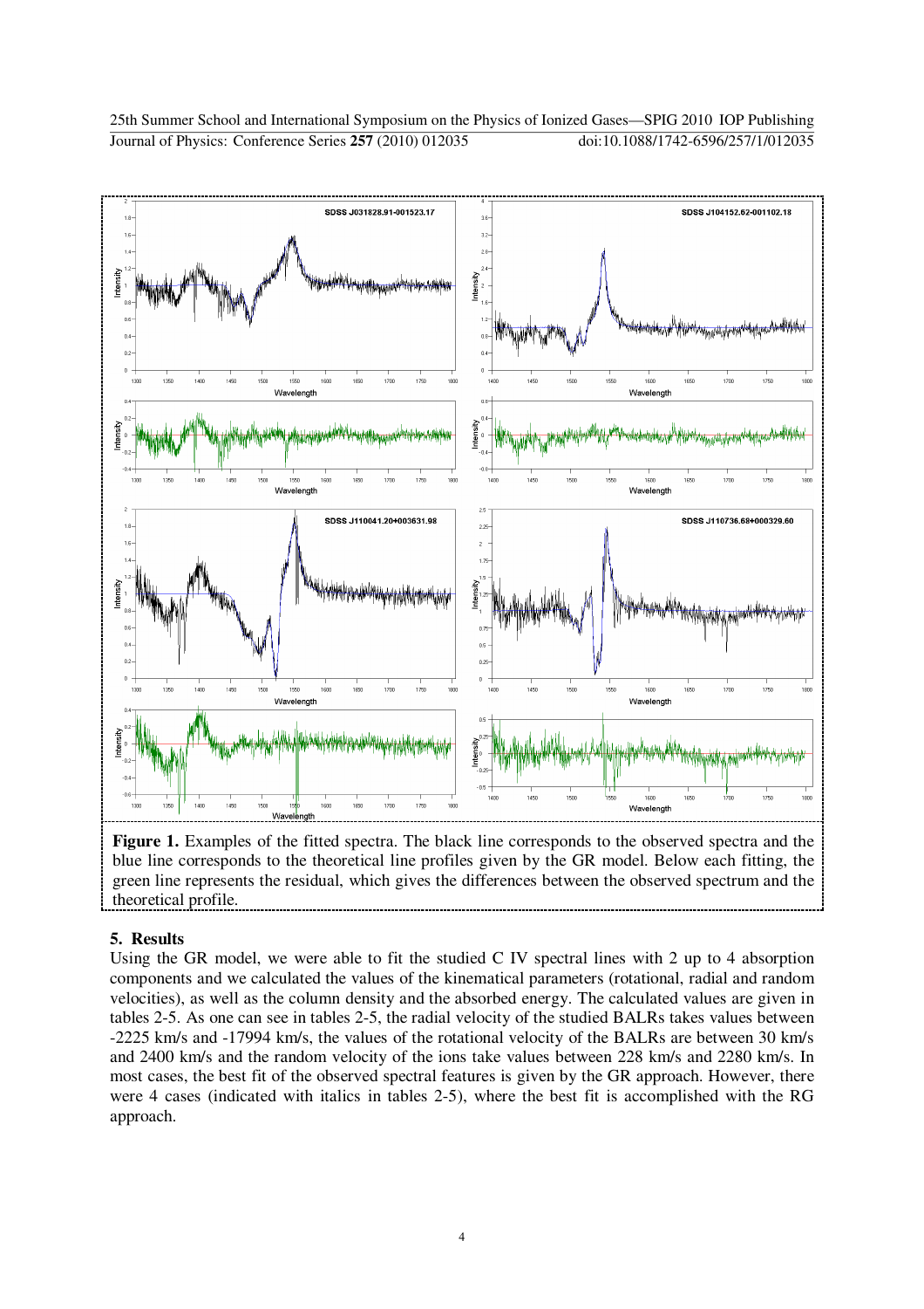**Figure 1.** Examples of the fitted spectra. The black line corresponds to the observed spectra and the blue line corresponds to the theoretical line profiles given by the GR model. Below each fitting, the green line represents the residual, which gives the differences between the observed spectrum and the theoretical profile.

## 5. Results

Using the GR model, we were able to fit the studied C IV spectral lines with 2 up to 4 absorption components and we calculated the values of the kinematical parameters (rotational, radial and random velocities), as well as the column density and the absorbed energy. The calculated values are given in tables 2-5. As one can see in tables 2-5, the radial velocity of the studied BALRs takes values between -2225 km/s and -17994 km/s, the values of the rotational velocity of the BALRs are between 30 km/s and 2400 km/s and the random velocity of the ions take values between 228 km/s and 2280 km/s. In most cases, the best fit of the observed spectral features is given by the GR approach. However, there were 4 cases (indicated with italics in tables 2-5), where the best fit is accomplished with the RG approach.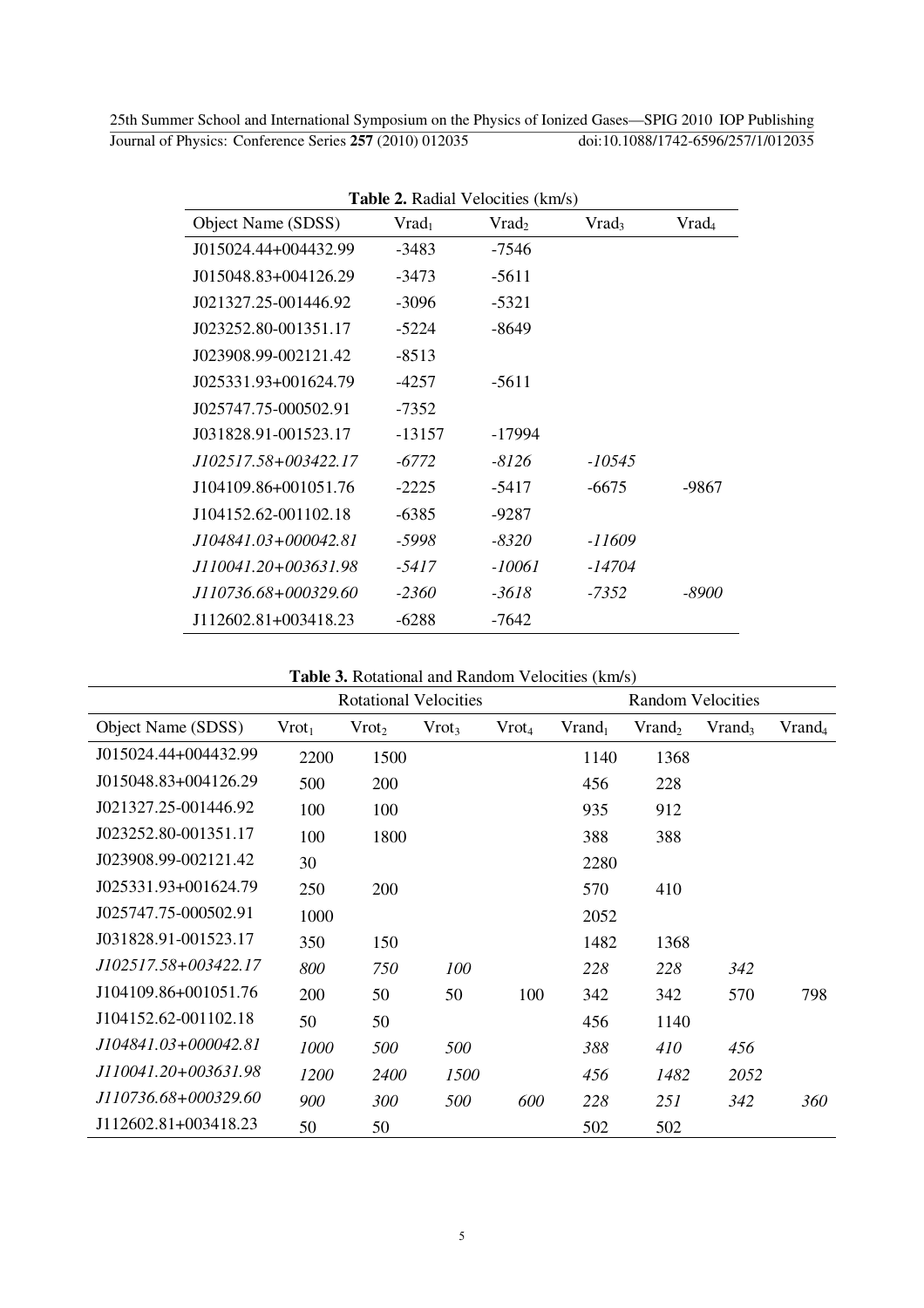**Table 2.** Radial Velocities (km/s)

| Object Name (SDSS) | $Vrad_1$ | $Vrad_2$ | $Vrad_3$ | $Vrad_4$ |
|---|---|---|---|---|
| J015024.44+004432.99 | -3483 | -7546 | | |
| J015048.83+004126.29 | -3473 | -5611 | | |
| J021327.25-001446.92 | -3096 | -5321 | | |
| J023252.80-001351.17 | -5224 | -8649 | | |
| J023908.99-002121.42 | -8513 | | | |
| J025331.93+001624.79 | -4257 | -5611 | | |
| J025747.75-000502.91 | -7352 | | | |
| J031828.91-001523.17 | -13157 | -17994 | | |
| *J102517.58+003422.17* | *-6772* | *-8126* | *-10545* | |
| J104109.86+001051.76 | -2225 | -5417 | -6675 | -9867 |
| J104152.62-001102.18 | -6385 | -9287 | | |
| *J104841.03+000042.81* | *-5998* | *-8320* | *-11609* | |
| *J110041.20+003631.98* | *-5417* | *-10061* | *-14704* | |
| *J110736.68+000329.60* | *-2360* | *-3618* | *-7352* | *-8900* |
| J112602.81+003418.23 | -6288 | -7642 | | |

**Table 3.** Rotational and Random Velocities (km/s)

| | Rotational Velocities | | | | Random Velocities | | | |
|---|---|---|---|---|---|---|---|---|
| Object Name (SDSS) | $Vrot_1$ | $Vrot_2$ | $Vrot_3$ | $Vrot_4$ | $Vrand_1$ | $Vrand_2$ | $Vrand_3$ | $Vrand_4$ |
| J015024.44+004432.99 | 2200 | 1500 | | | 1140 | 1368 | | |
| J015048.83+004126.29 | 500 | 200 | | | 456 | 228 | | |
| J021327.25-001446.92 | 100 | 100 | | | 935 | 912 | | |
| J023252.80-001351.17 | 100 | 1800 | | | 388 | 388 | | |
| J023908.99-002121.42 | 30 | | | | 2280 | | | |
| J025331.93+001624.79 | 250 | 200 | | | 570 | 410 | | |
| J025747.75-000502.91 | 1000 | | | | 2052 | | | |
| J031828.91-001523.17 | 350 | 150 | | | 1482 | 1368 | | |
| *J102517.58+003422.17* | *800* | *750* | *100* | | *228* | *228* | *342* | |
| J104109.86+001051.76 | 200 | 50 | 50 | 100 | 342 | 342 | 570 | 798 |
| J104152.62-001102.18 | 50 | 50 | | | 456 | 1140 | | |
| *J104841.03+000042.81* | *1000* | *500* | *500* | | *388* | *410* | *456* | |
| *J110041.20+003631.98* | *1200* | *2400* | *1500* | | *456* | *1482* | *2052* | |
| *J110736.68+000329.60* | *900* | *300* | *500* | *600* | *228* | *251* | *342* | *360* |
| J112602.81+003418.23 | 50 | 50 | | | 502 | 502 | | |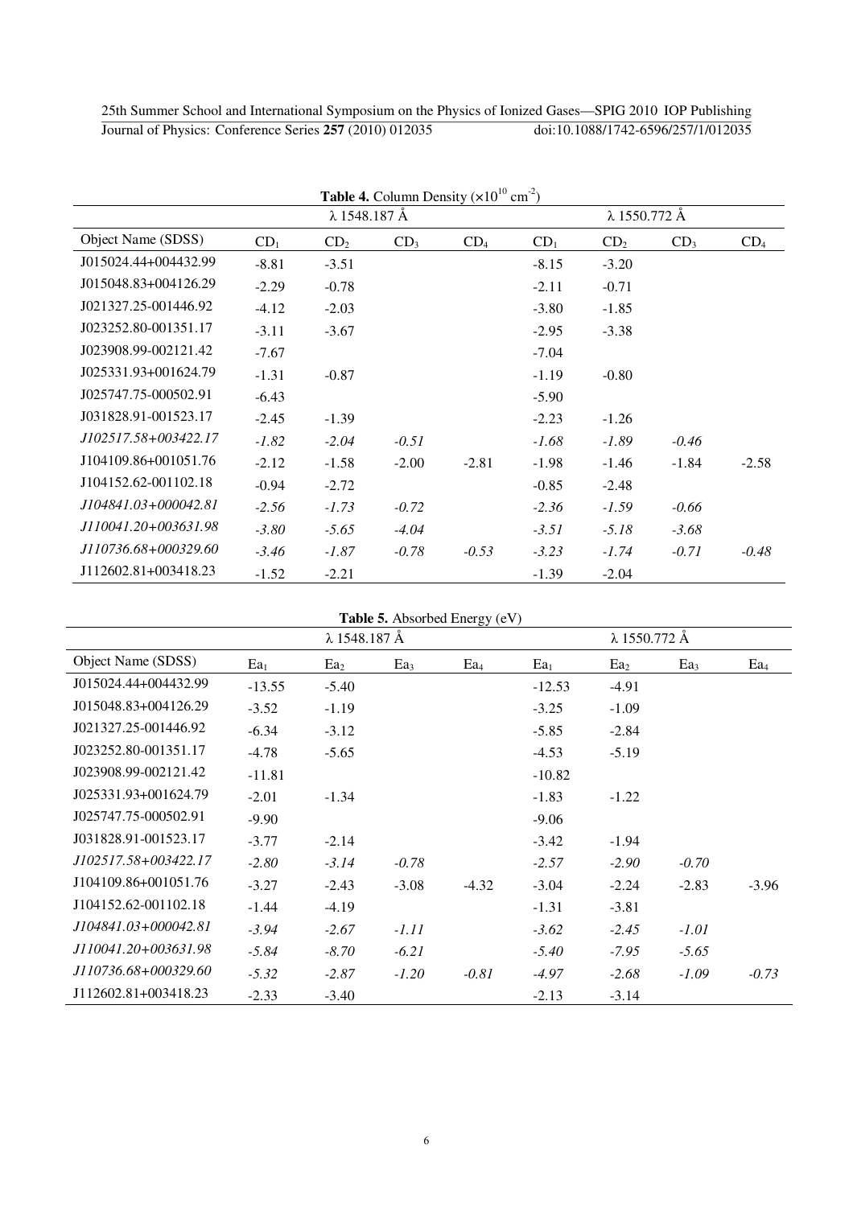**Table 4.** Column Density ($\times 10^{10}$ cm$^{-2}$)

| | λ 1548.187 Å | | | | λ 1550.772 Å | | | |
|---|---|---|---|---|---|---|---|---|
| Object Name (SDSS) | $CD_1$ | $CD_2$ | $CD_3$ | $CD_4$ | $CD_1$ | $CD_2$ | $CD_3$ | $CD_4$ |
| J015024.44+004432.99 | -8.81 | -3.51 | | | -8.15 | -3.20 | | |
| J015048.83+004126.29 | -2.29 | -0.78 | | | -2.11 | -0.71 | | |
| J021327.25-001446.92 | -4.12 | -2.03 | | | -3.80 | -1.85 | | |
| J023252.80-001351.17 | -3.11 | -3.67 | | | -2.95 | -3.38 | | |
| J023908.99-002121.42 | -7.67 | | | | -7.04 | | | |
| J025331.93+001624.79 | -1.31 | -0.87 | | | -1.19 | -0.80 | | |
| J025747.75-000502.91 | -6.43 | | | | -5.90 | | | |
| J031828.91-001523.17 | -2.45 | -1.39 | | | -2.23 | -1.26 | | |
| *J102517.58+003422.17* | *-1.82* | *-2.04* | *-0.51* | | *-1.68* | *-1.89* | *-0.46* | |
| J104109.86+001051.76 | -2.12 | -1.58 | -2.00 | -2.81 | -1.98 | -1.46 | -1.84 | -2.58 |
| J104152.62-001102.18 | -0.94 | -2.72 | | | -0.85 | -2.48 | | |
| *J104841.03+000042.81* | *-2.56* | *-1.73* | *-0.72* | | *-2.36* | *-1.59* | *-0.66* | |
| *J110041.20+003631.98* | *-3.80* | *-5.65* | *-4.04* | | *-3.51* | *-5.18* | *-3.68* | |
| *J110736.68+000329.60* | *-3.46* | *-1.87* | *-0.78* | *-0.53* | *-3.23* | *-1.74* | *-0.71* | *-0.48* |
| J112602.81+003418.23 | -1.52 | -2.21 | | | -1.39 | -2.04 | | |

**Table 5.** Absorbed Energy (eV)

| | λ 1548.187 Å | | | | λ 1550.772 Å | | | |
|---|---|---|---|---|---|---|---|---|
| Object Name (SDSS) | $Ea_1$ | $Ea_2$ | $Ea_3$ | $Ea_4$ | $Ea_1$ | $Ea_2$ | $Ea_3$ | $Ea_4$ |
| J015024.44+004432.99 | -13.55 | -5.40 | | | -12.53 | -4.91 | | |
| J015048.83+004126.29 | -3.52 | -1.19 | | | -3.25 | -1.09 | | |
| J021327.25-001446.92 | -6.34 | -3.12 | | | -5.85 | -2.84 | | |
| J023252.80-001351.17 | -4.78 | -5.65 | | | -4.53 | -5.19 | | |
| J023908.99-002121.42 | -11.81 | | | | -10.82 | | | |
| J025331.93+001624.79 | -2.01 | -1.34 | | | -1.83 | -1.22 | | |
| J025747.75-000502.91 | -9.90 | | | | -9.06 | | | |
| J031828.91-001523.17 | -3.77 | -2.14 | | | -3.42 | -1.94 | | |
| *J102517.58+003422.17* | *-2.80* | *-3.14* | *-0.78* | | *-2.57* | *-2.90* | *-0.70* | |
| J104109.86+001051.76 | -3.27 | -2.43 | -3.08 | -4.32 | -3.04 | -2.24 | -2.83 | -3.96 |
| J104152.62-001102.18 | -1.44 | -4.19 | | | -1.31 | -3.81 | | |
| *J104841.03+000042.81* | *-3.94* | *-2.67* | *-1.11* | | *-3.62* | *-2.45* | *-1.01* | |
| *J110041.20+003631.98* | *-5.84* | *-8.70* | *-6.21* | | *-5.40* | *-7.95* | *-5.65* | |
| *J110736.68+000329.60* | *-5.32* | *-2.87* | *-1.20* | *-0.81* | *-4.97* | *-2.68* | *-1.09* | *-0.73* |
| J112602.81+003418.23 | -2.33 | -3.40 | | | -2.13 | -3.14 | | |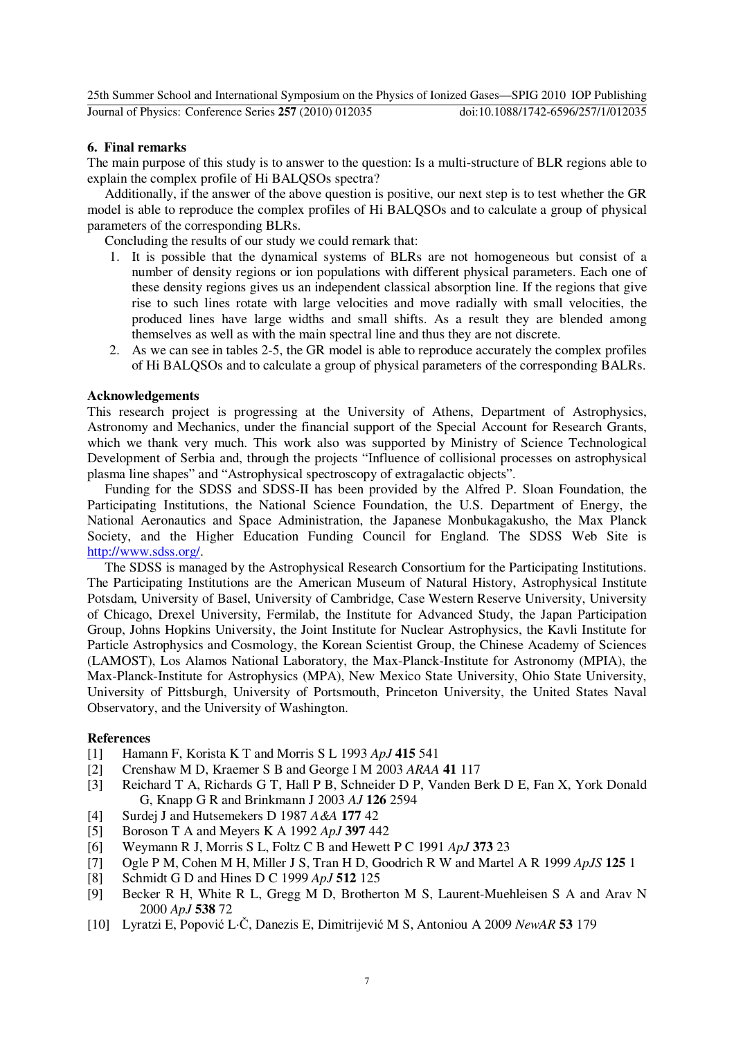## 6. Final remarks

The main purpose of this study is to answer to the question: Is a multi-structure of BLR regions able to explain the complex profile of Hi BALQSOs spectra?

Additionally, if the answer of the above question is positive, our next step is to test whether the GR model is able to reproduce the complex profiles of Hi BALQSOs and to calculate a group of physical parameters of the corresponding BLRs.

Concluding the results of our study we could remark that:

1. It is possible that the dynamical systems of BLRs are not homogeneous but consist of a number of density regions or ion populations with different physical parameters. Each one of these density regions gives us an independent classical absorption line. If the regions that give rise to such lines rotate with large velocities and move radially with small velocities, the produced lines have large widths and small shifts. As a result they are blended among themselves as well as with the main spectral line and thus they are not discrete.
2. As we can see in tables 2-5, the GR model is able to reproduce accurately the complex profiles of Hi BALQSOs and to calculate a group of physical parameters of the corresponding BALRs.

## Acknowledgements

This research project is progressing at the University of Athens, Department of Astrophysics, Astronomy and Mechanics, under the financial support of the Special Account for Research Grants, which we thank very much. This work also was supported by Ministry of Science Technological Development of Serbia and, through the projects "Influence of collisional processes on astrophysical plasma line shapes" and "Astrophysical spectroscopy of extragalactic objects".

Funding for the SDSS and SDSS-II has been provided by the Alfred P. Sloan Foundation, the Participating Institutions, the National Science Foundation, the U.S. Department of Energy, the National Aeronautics and Space Administration, the Japanese Monbukagakusho, the Max Planck Society, and the Higher Education Funding Council for England. The SDSS Web Site is http://www.sdss.org/.

The SDSS is managed by the Astrophysical Research Consortium for the Participating Institutions. The Participating Institutions are the American Museum of Natural History, Astrophysical Institute Potsdam, University of Basel, University of Cambridge, Case Western Reserve University, University of Chicago, Drexel University, Fermilab, the Institute for Advanced Study, the Japan Participation Group, Johns Hopkins University, the Joint Institute for Nuclear Astrophysics, the Kavli Institute for Particle Astrophysics and Cosmology, the Korean Scientist Group, the Chinese Academy of Sciences (LAMOST), Los Alamos National Laboratory, the Max-Planck-Institute for Astronomy (MPIA), the Max-Planck-Institute for Astrophysics (MPA), New Mexico State University, Ohio State University, University of Pittsburgh, University of Portsmouth, Princeton University, the United States Naval Observatory, and the University of Washington.

## References

[1] Hamann F, Korista K T and Morris S L 1993 *ApJ* **415** 541

[2] Crenshaw M D, Kraemer S B and George I M 2003 *ARAA* **41** 117

[3] Reichard T A, Richards G T, Hall P B, Schneider D P, Vanden Berk D E, Fan X, York Donald G, Knapp G R and Brinkmann J 2003 *AJ* **126** 2594

[4] Surdej J and Hutsemekers D 1987 *A&A* **177** 42

[5] Boroson T A and Meyers K A 1992 *ApJ* **397** 442

[6] Weymann R J, Morris S L, Foltz C B and Hewett P C 1991 *ApJ* **373** 23

[7] Ogle P M, Cohen M H, Miller J S, Tran H D, Goodrich R W and Martel A R 1999 *ApJS* **125** 1

[8] Schmidt G D and Hines D C 1999 *ApJ* **512** 125

[9] Becker R H, White R L, Gregg M D, Brotherton M S, Laurent-Muehleisen S A and Arav N 2000 *ApJ* **538** 72

[10] Lyratzi E, Popović L·Č, Danezis E, Dimitrijević M S, Antoniou A 2009 *NewAR* **53** 179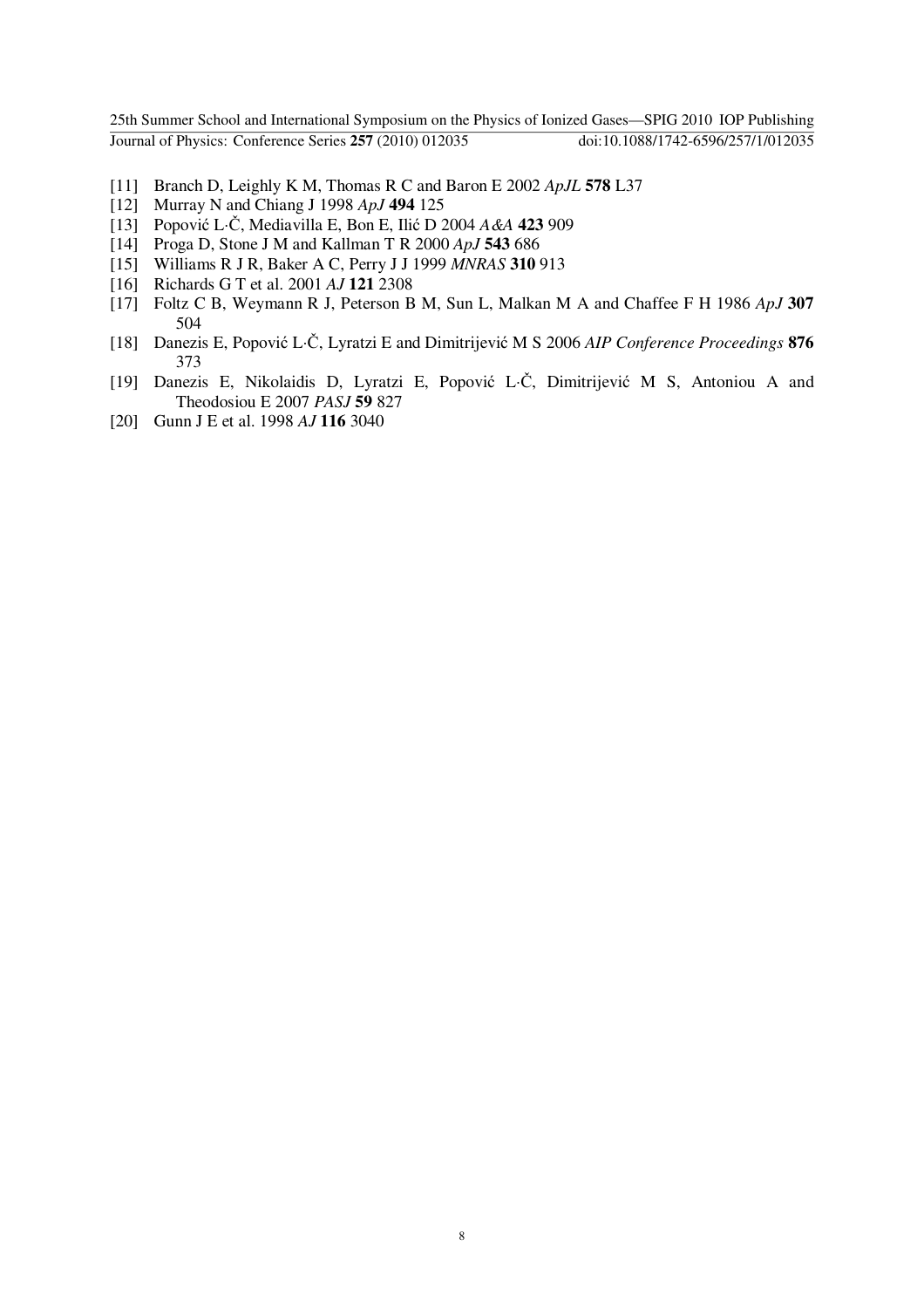[11] Branch D, Leighly K M, Thomas R C and Baron E 2002 *ApJL* **578** L37

[12] Murray N and Chiang J 1998 *ApJ* **494** 125

[13] Popović L·Č, Mediavilla E, Bon E, Ilić D 2004 *A&A* **423** 909

[14] Proga D, Stone J M and Kallman T R 2000 *ApJ* **543** 686

[15] Williams R J R, Baker A C, Perry J J 1999 *MNRAS* **310** 913

[16] Richards G T et al. 2001 *AJ* **121** 2308

[17] Foltz C B, Weymann R J, Peterson B M, Sun L, Malkan M A and Chaffee F H 1986 *ApJ* **307** 504

[18] Danezis E, Popović L·Č, Lyratzi E and Dimitrijević M S 2006 *AIP Conference Proceedings* **876** 373

[19] Danezis E, Nikolaidis D, Lyratzi E, Popović L·Č, Dimitrijević M S, Antoniou A and Theodosiou E 2007 *PASJ* **59** 827

[20] Gunn J E et al. 1998 *AJ* **116** 3040